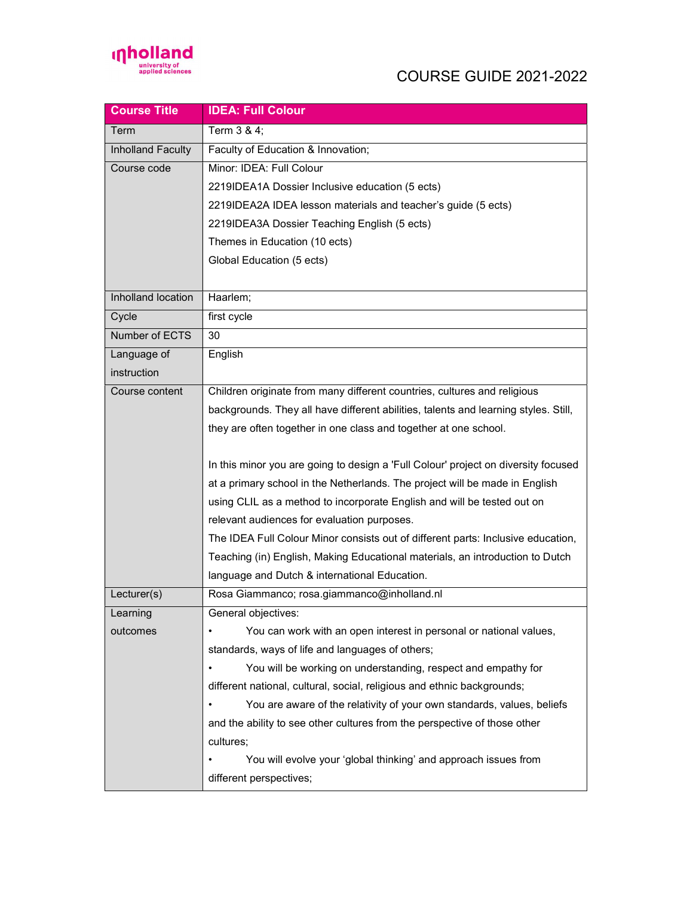# COURSE GUIDE 2021-2022

| Course Title | IDEA: Full Colour |
|---|---|
| Term | Term 3 & 4; |
| Inholland Faculty | Faculty of Education & Innovation; |
| Course code | Minor: IDEA: Full Colour<br>2219IDEA1A Dossier Inclusive education (5 ects)<br>2219IDEA2A IDEA lesson materials and teacher's guide (5 ects)<br>2219IDEA3A Dossier Teaching English (5 ects)<br>Themes in Education (10 ects)<br>Global Education (5 ects) |
| Inholland location | Haarlem; |
| Cycle | first cycle |
| Number of ECTS | 30 |
| Language of instruction | English |
| Course content | Children originate from many different countries, cultures and religious backgrounds. They all have different abilities, talents and learning styles. Still, they are often together in one class and together at one school.<br><br>In this minor you are going to design a 'Full Colour' project on diversity focused at a primary school in the Netherlands. The project will be made in English using CLIL as a method to incorporate English and will be tested out on relevant audiences for evaluation purposes.<br>The IDEA Full Colour Minor consists out of different parts: Inclusive education, Teaching (in) English, Making Educational materials, an introduction to Dutch language and Dutch & international Education. |
| Lecturer(s) | Rosa Giammanco; rosa.giammanco@inholland.nl |
| Learning outcomes | General objectives:<br>• You can work with an open interest in personal or national values, standards, ways of life and languages of others;<br>• You will be working on understanding, respect and empathy for different national, cultural, social, religious and ethnic backgrounds;<br>• You are aware of the relativity of your own standards, values, beliefs and the ability to see other cultures from the perspective of those other cultures;<br>• You will evolve your 'global thinking' and approach issues from different perspectives; |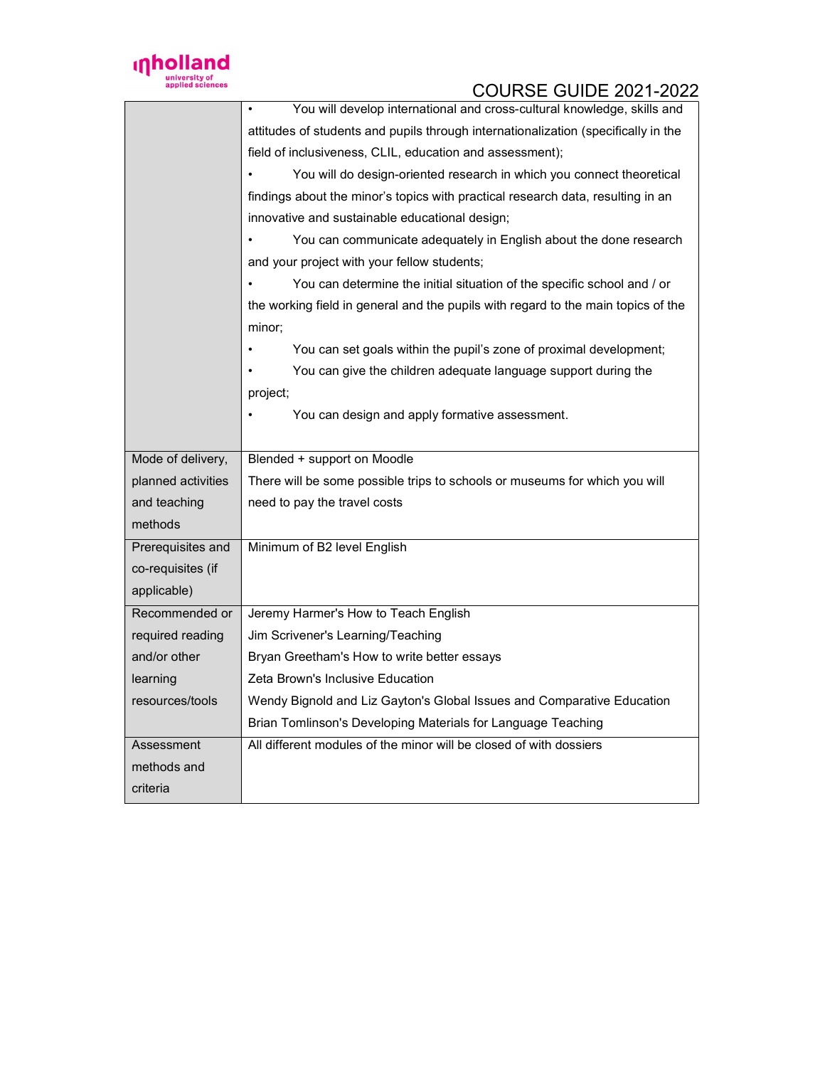| | |
|---|---|
| | • You will develop international and cross-cultural knowledge, skills and attitudes of students and pupils through internationalization (specifically in the field of inclusiveness, CLIL, education and assessment);<br>• You will do design-oriented research in which you connect theoretical findings about the minor's topics with practical research data, resulting in an innovative and sustainable educational design;<br>• You can communicate adequately in English about the done research and your project with your fellow students;<br>• You can determine the initial situation of the specific school and / or the working field in general and the pupils with regard to the main topics of the minor;<br>• You can set goals within the pupil's zone of proximal development;<br>• You can give the children adequate language support during the project;<br>• You can design and apply formative assessment. |
| Mode of delivery, planned activities and teaching methods | Blended + support on Moodle<br>There will be some possible trips to schools or museums for which you will need to pay the travel costs |
| Prerequisites and co-requisites (if applicable) | Minimum of B2 level English |
| Recommended or required reading and/or other learning resources/tools | Jeremy Harmer's How to Teach English<br>Jim Scrivener's Learning/Teaching<br>Bryan Greetham's How to write better essays<br>Zeta Brown's Inclusive Education<br>Wendy Bignold and Liz Gayton's Global Issues and Comparative Education<br>Brian Tomlinson's Developing Materials for Language Teaching |
| Assessment methods and criteria | All different modules of the minor will be closed of with dossiers |